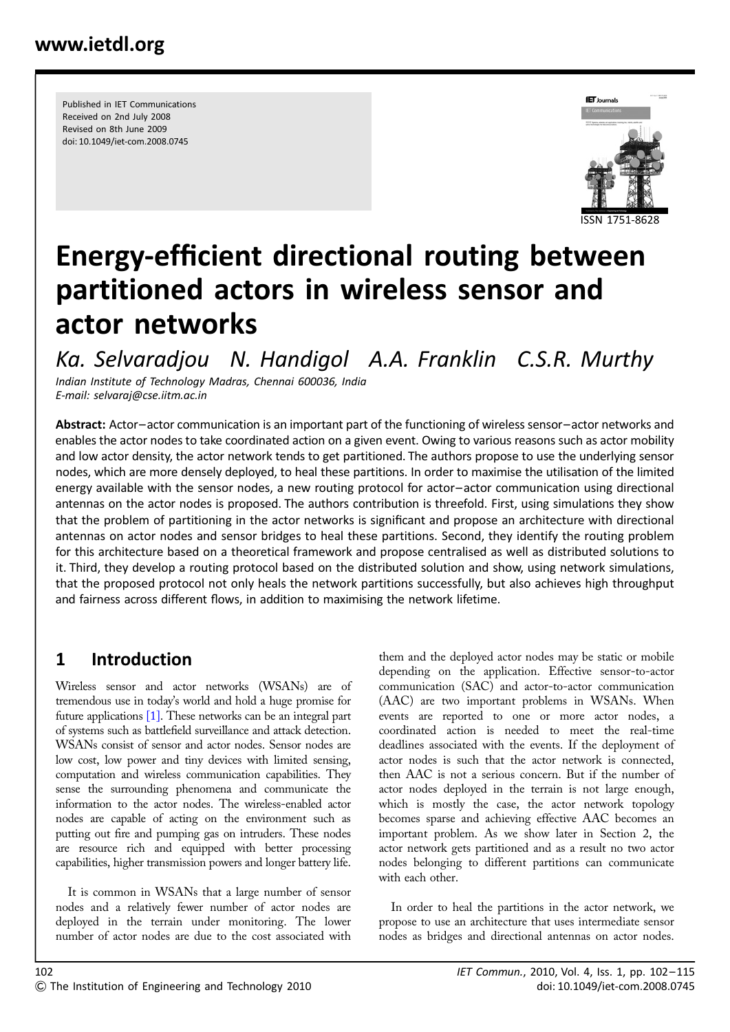Published in IET Communications
Received on 2nd July 2008
Revised on 8th June 2009
doi: 10.1049/iet-com.2008.0745

ISSN 1751-8628

# Energy-efficient directional routing between partitioned actors in wireless sensor and actor networks

*Ka. Selvaradjou N. Handigol A.A. Franklin C.S.R. Murthy*

*Indian Institute of Technology Madras, Chennai 600036, India*
*E-mail: selvaraj@cse.iitm.ac.in*

**Abstract:** Actor–actor communication is an important part of the functioning of wireless sensor–actor networks and enables the actor nodes to take coordinated action on a given event. Owing to various reasons such as actor mobility and low actor density, the actor network tends to get partitioned. The authors propose to use the underlying sensor nodes, which are more densely deployed, to heal these partitions. In order to maximise the utilisation of the limited energy available with the sensor nodes, a new routing protocol for actor–actor communication using directional antennas on the actor nodes is proposed. The authors contribution is threefold. First, using simulations they show that the problem of partitioning in the actor networks is significant and propose an architecture with directional antennas on actor nodes and sensor bridges to heal these partitions. Second, they identify the routing problem for this architecture based on a theoretical framework and propose centralised as well as distributed solutions to it. Third, they develop a routing protocol based on the distributed solution and show, using network simulations, that the proposed protocol not only heals the network partitions successfully, but also achieves high throughput and fairness across different flows, in addition to maximising the network lifetime.

## 1 Introduction

Wireless sensor and actor networks (WSANs) are of tremendous use in today's world and hold a huge promise for future applications [1]. These networks can be an integral part of systems such as battlefield surveillance and attack detection. WSANs consist of sensor and actor nodes. Sensor nodes are low cost, low power and tiny devices with limited sensing, computation and wireless communication capabilities. They sense the surrounding phenomena and communicate the information to the actor nodes. The wireless-enabled actor nodes are capable of acting on the environment such as putting out fire and pumping gas on intruders. These nodes are resource rich and equipped with better processing capabilities, higher transmission powers and longer battery life.

It is common in WSANs that a large number of sensor nodes and a relatively fewer number of actor nodes are deployed in the terrain under monitoring. The lower number of actor nodes are due to the cost associated with them and the deployed actor nodes may be static or mobile depending on the application. Effective sensor-to-actor communication (SAC) and actor-to-actor communication (AAC) are two important problems in WSANs. When events are reported to one or more actor nodes, a coordinated action is needed to meet the real-time deadlines associated with the events. If the deployment of actor nodes is such that the actor network is connected, then AAC is not a serious concern. But if the number of actor nodes deployed in the terrain is not large enough, which is mostly the case, the actor network topology becomes sparse and achieving effective AAC becomes an important problem. As we show later in Section 2, the actor network gets partitioned and as a result no two actor nodes belonging to different partitions can communicate with each other.

In order to heal the partitions in the actor network, we propose to use an architecture that uses intermediate sensor nodes as bridges and directional antennas on actor nodes.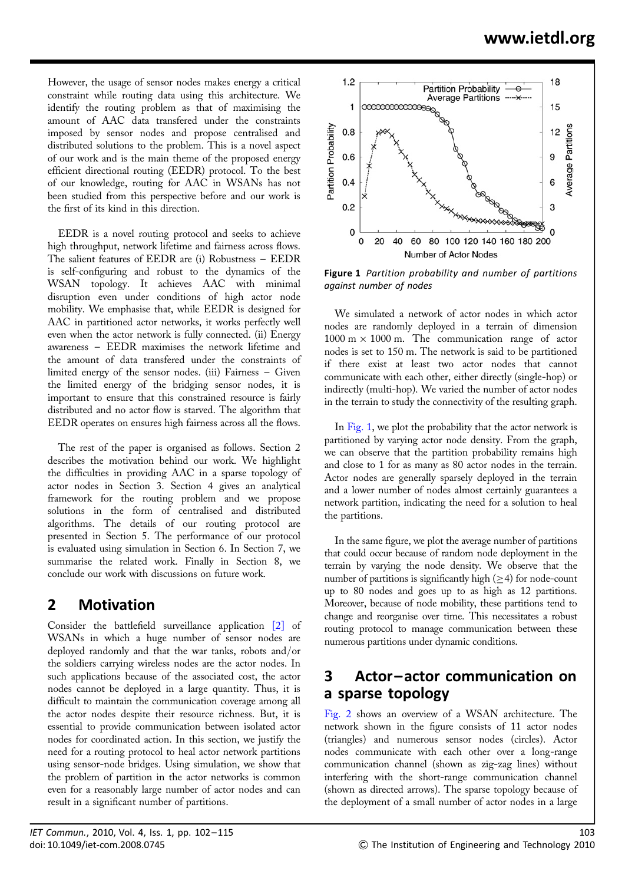However, the usage of sensor nodes makes energy a critical constraint while routing data using this architecture. We identify the routing problem as that of maximising the amount of AAC data transfered under the constraints imposed by sensor nodes and propose centralised and distributed solutions to the problem. This is a novel aspect of our work and is the main theme of the proposed energy efficient directional routing (EEDR) protocol. To the best of our knowledge, routing for AAC in WSANs has not been studied from this perspective before and our work is the first of its kind in this direction.

EEDR is a novel routing protocol and seeks to achieve high throughput, network lifetime and fairness across flows. The salient features of EEDR are (i) Robustness – EEDR is self-configuring and robust to the dynamics of the WSAN topology. It achieves AAC with minimal disruption even under conditions of high actor node mobility. We emphasise that, while EEDR is designed for AAC in partitioned actor networks, it works perfectly well even when the actor network is fully connected. (ii) Energy awareness – EEDR maximises the network lifetime and the amount of data transfered under the constraints of limited energy of the sensor nodes. (iii) Fairness – Given the limited energy of the bridging sensor nodes, it is important to ensure that this constrained resource is fairly distributed and no actor flow is starved. The algorithm that EEDR operates on ensures high fairness across all the flows.

The rest of the paper is organised as follows. Section 2 describes the motivation behind our work. We highlight the difficulties in providing AAC in a sparse topology of actor nodes in Section 3. Section 4 gives an analytical framework for the routing problem and we propose solutions in the form of centralised and distributed algorithms. The details of our routing protocol are presented in Section 5. The performance of our protocol is evaluated using simulation in Section 6. In Section 7, we summarise the related work. Finally in Section 8, we conclude our work with discussions on future work.

## 2 Motivation

Consider the battlefield surveillance application [2] of WSANs in which a huge number of sensor nodes are deployed randomly and that the war tanks, robots and/or the soldiers carrying wireless nodes are the actor nodes. In such applications because of the associated cost, the actor nodes cannot be deployed in a large quantity. Thus, it is difficult to maintain the communication coverage among all the actor nodes despite their resource richness. But, it is essential to provide communication between isolated actor nodes for coordinated action. In this section, we justify the need for a routing protocol to heal actor network partitions using sensor-node bridges. Using simulation, we show that the problem of partition in the actor networks is common even for a reasonably large number of actor nodes and can result in a significant number of partitions.

Partition Probability
Average Partitions
Partition Probability
Average Partitions
Number of Actor Nodes
0 20 40 60 80 100 120 140 160 180 200
0 0.2 0.4 0.6 0.8 1 1.2
0 3 6 9 12 15 18

**Figure 1** *Partition probability and number of partitions against number of nodes*

We simulated a network of actor nodes in which actor nodes are randomly deployed in a terrain of dimension 1000 m × 1000 m. The communication range of actor nodes is set to 150 m. The network is said to be partitioned if there exist at least two actor nodes that cannot communicate with each other, either directly (single-hop) or indirectly (multi-hop). We varied the number of actor nodes in the terrain to study the connectivity of the resulting graph.

In Fig. 1, we plot the probability that the actor network is partitioned by varying actor node density. From the graph, we can observe that the partition probability remains high and close to 1 for as many as 80 actor nodes in the terrain. Actor nodes are generally sparsely deployed in the terrain and a lower number of nodes almost certainly guarantees a network partition, indicating the need for a solution to heal the partitions.

In the same figure, we plot the average number of partitions that could occur because of random node deployment in the terrain by varying the node density. We observe that the number of partitions is significantly high ($\geq 4$) for node-count up to 80 nodes and goes up to as high as 12 partitions. Moreover, because of node mobility, these partitions tend to change and reorganise over time. This necessitates a robust routing protocol to manage communication between these numerous partitions under dynamic conditions.

## 3 Actor–actor communication on a sparse topology

Fig. 2 shows an overview of a WSAN architecture. The network shown in the figure consists of 11 actor nodes (triangles) and numerous sensor nodes (circles). Actor nodes communicate with each other over a long-range communication channel (shown as zig-zag lines) without interfering with the short-range communication channel (shown as directed arrows). The sparse topology because of the deployment of a small number of actor nodes in a large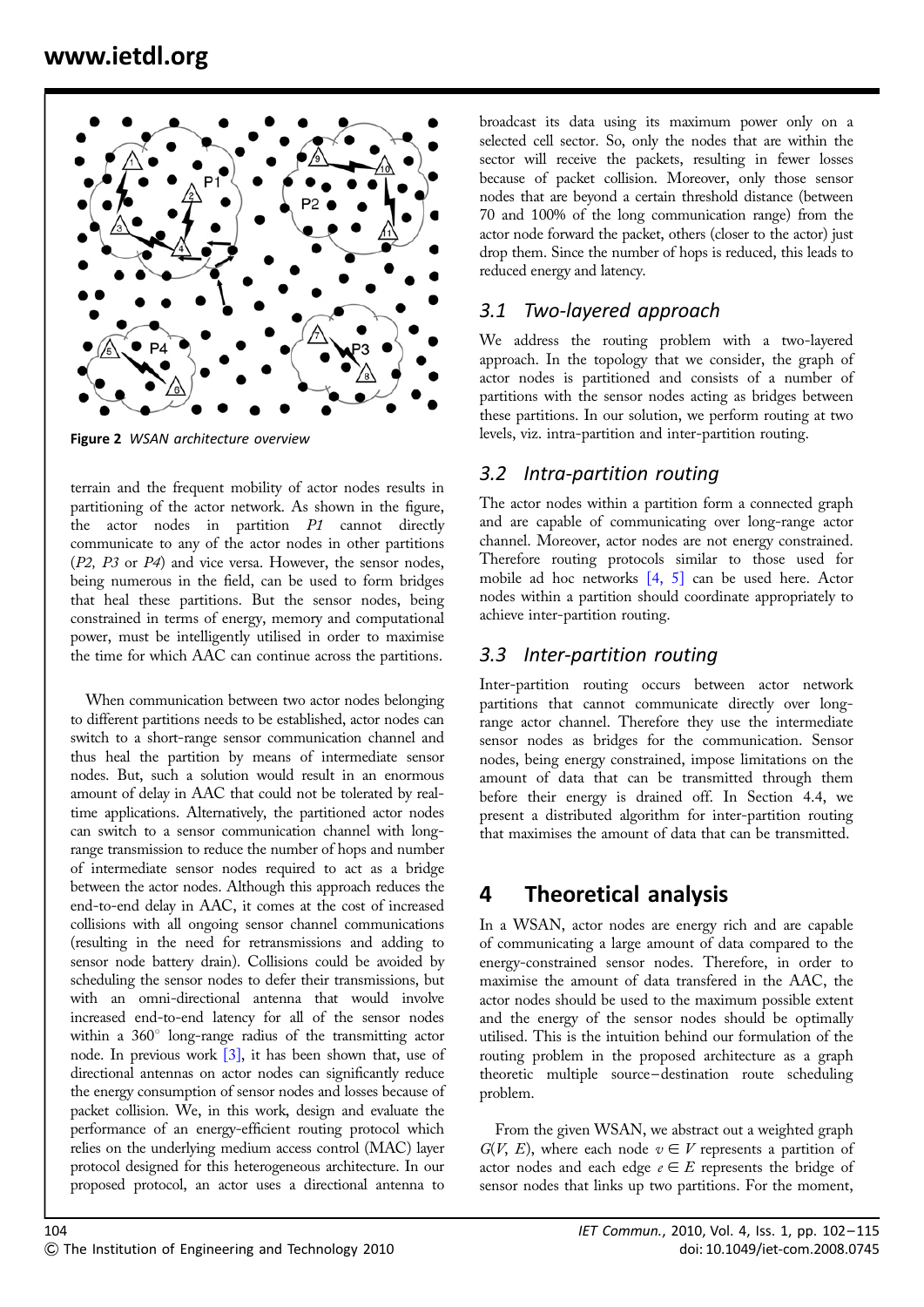Figure 2 *WSAN architecture overview*

terrain and the frequent mobility of actor nodes results in partitioning of the actor network. As shown in the figure, the actor nodes in partition *P1* cannot directly communicate to any of the actor nodes in other partitions (*P2, P3* or *P4*) and vice versa. However, the sensor nodes, being numerous in the field, can be used to form bridges that heal these partitions. But the sensor nodes, being constrained in terms of energy, memory and computational power, must be intelligently utilised in order to maximise the time for which AAC can continue across the partitions.

When communication between two actor nodes belonging to different partitions needs to be established, actor nodes can switch to a short-range sensor communication channel and thus heal the partition by means of intermediate sensor nodes. But, such a solution would result in an enormous amount of delay in AAC that could not be tolerated by real-time applications. Alternatively, the partitioned actor nodes can switch to a sensor communication channel with long-range transmission to reduce the number of hops and number of intermediate sensor nodes required to act as a bridge between the actor nodes. Although this approach reduces the end-to-end delay in AAC, it comes at the cost of increased collisions with all ongoing sensor channel communications (resulting in the need for retransmissions and adding to sensor node battery drain). Collisions could be avoided by scheduling the sensor nodes to defer their transmissions, but with an omni-directional antenna that would involve increased end-to-end latency for all of the sensor nodes within a 360° long-range radius of the transmitting actor node. In previous work [3], it has been shown that, use of directional antennas on actor nodes can significantly reduce the energy consumption of sensor nodes and losses because of packet collision. We, in this work, design and evaluate the performance of an energy-efficient routing protocol which relies on the underlying medium access control (MAC) layer protocol designed for this heterogeneous architecture. In our proposed protocol, an actor uses a directional antenna to broadcast its data using its maximum power only on a selected cell sector. So, only the nodes that are within the sector will receive the packets, resulting in fewer losses because of packet collision. Moreover, only those sensor nodes that are beyond a certain threshold distance (between 70 and 100% of the long communication range) from the actor node forward the packet, others (closer to the actor) just drop them. Since the number of hops is reduced, this leads to reduced energy and latency.

### 3.1 Two-layered approach

We address the routing problem with a two-layered approach. In the topology that we consider, the graph of actor nodes is partitioned and consists of a number of partitions with the sensor nodes acting as bridges between these partitions. In our solution, we perform routing at two levels, viz. intra-partition and inter-partition routing.

### 3.2 Intra-partition routing

The actor nodes within a partition form a connected graph and are capable of communicating over long-range actor channel. Moreover, actor nodes are not energy constrained. Therefore routing protocols similar to those used for mobile ad hoc networks [4, 5] can be used here. Actor nodes within a partition should coordinate appropriately to achieve inter-partition routing.

### 3.3 Inter-partition routing

Inter-partition routing occurs between actor network partitions that cannot communicate directly over long-range actor channel. Therefore they use the intermediate sensor nodes as bridges for the communication. Sensor nodes, being energy constrained, impose limitations on the amount of data that can be transmitted through them before their energy is drained off. In Section 4.4, we present a distributed algorithm for inter-partition routing that maximises the amount of data that can be transmitted.

## 4 Theoretical analysis

In a WSAN, actor nodes are energy rich and are capable of communicating a large amount of data compared to the energy-constrained sensor nodes. Therefore, in order to maximise the amount of data transfered in the AAC, the actor nodes should be used to the maximum possible extent and the energy of the sensor nodes should be optimally utilised. This is the intuition behind our formulation of the routing problem in the proposed architecture as a graph theoretic multiple source–destination route scheduling problem.

From the given WSAN, we abstract out a weighted graph $G(V, E)$, where each node $v \in V$ represents a partition of actor nodes and each edge $e \in E$ represents the bridge of sensor nodes that links up two partitions. For the moment,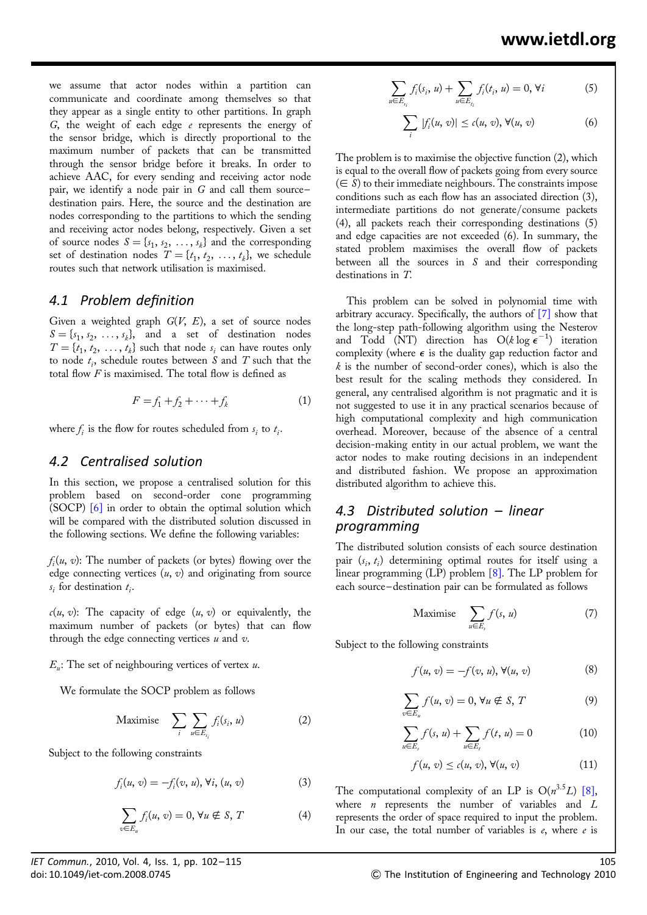we assume that actor nodes within a partition can communicate and coordinate among themselves so that they appear as a single entity to other partitions. In graph $G$, the weight of each edge $e$ represents the energy of the sensor bridge, which is directly proportional to the maximum number of packets that can be transmitted through the sensor bridge before it breaks. In order to achieve AAC, for every sending and receiving actor node pair, we identify a node pair in $G$ and call them source–destination pairs. Here, the source and the destination are nodes corresponding to the partitions to which the sending and receiving actor nodes belong, respectively. Given a set of source nodes $S = \{s_1, s_2, \ldots, s_k\}$ and the corresponding set of destination nodes $T = \{t_1, t_2, \ldots, t_k\}$, we schedule routes such that network utilisation is maximised.

## 4.1 Problem definition

Given a weighted graph $G(V, E)$, a set of source nodes $S = \{s_1, s_2, \ldots, s_k\}$, and a set of destination nodes $T = \{t_1, t_2, \ldots, t_k\}$ such that node $s_i$ can have routes only to node $t_i$, schedule routes between $S$ and $T$ such that the total flow $F$ is maximised. The total flow is defined as

$$F = f_1 + f_2 + \cdots + f_k \tag{1}$$

where $f_i$ is the flow for routes scheduled from $s_i$ to $t_i$.

## 4.2 Centralised solution

In this section, we propose a centralised solution for this problem based on second-order cone programming (SOCP) [6] in order to obtain the optimal solution which will be compared with the distributed solution discussed in the following sections. We define the following variables:

$f_i(u, v)$: The number of packets (or bytes) flowing over the edge connecting vertices $(u, v)$ and originating from source $s_i$ for destination $t_i$.

$c(u, v)$: The capacity of edge $(u, v)$ or equivalently, the maximum number of packets (or bytes) that can flow through the edge connecting vertices $u$ and $v$.

$E_u$: The set of neighbouring vertices of vertex $u$.

We formulate the SOCP problem as follows

$$\text{Maximise} \quad \sum_i \sum_{u \in E_{s_i}} f_i(s_i, u) \tag{2}$$

Subject to the following constraints

$$f_i(u, v) = -f_i(v, u), \forall i, (u, v) \tag{3}$$

$$\sum_{v \in E_u} f_i(u, v) = 0, \forall u \notin S, T \tag{4}$$

$$\sum_{u \in E_{s_i}} f_i(s_i, u) + \sum_{u \in E_{t_i}} f_i(t_i, u) = 0, \forall i \tag{5}$$

$$\sum_i |f_i(u, v)| \le c(u, v), \forall (u, v) \tag{6}$$

The problem is to maximise the objective function (2), which is equal to the overall flow of packets going from every source ($\in S$) to their immediate neighbours. The constraints impose conditions such as each flow has an associated direction (3), intermediate partitions do not generate/consume packets (4), all packets reach their corresponding destinations (5) and edge capacities are not exceeded (6). In summary, the stated problem maximises the overall flow of packets between all the sources in $S$ and their corresponding destinations in $T$.

This problem can be solved in polynomial time with arbitrary accuracy. Specifically, the authors of [7] show that the long-step path-following algorithm using the Nesterov and Todd (NT) direction has $O(k \log \epsilon^{-1})$ iteration complexity (where $\epsilon$ is the duality gap reduction factor and $k$ is the number of second-order cones), which is also the best result for the scaling methods they considered. In general, any centralised algorithm is not pragmatic and it is not suggested to use it in any practical scenarios because of high computational complexity and high communication overhead. Moreover, because of the absence of a central decision-making entity in our actual problem, we want the actor nodes to make routing decisions in an independent and distributed fashion. We propose an approximation distributed algorithm to achieve this.

## 4.3 Distributed solution – linear programming

The distributed solution consists of each source destination pair $(s_i, t_i)$ determining optimal routes for itself using a linear programming (LP) problem [8]. The LP problem for each source–destination pair can be formulated as follows

$$\text{Maximise} \quad \sum_{u \in E_s} f(s, u) \tag{7}$$

Subject to the following constraints

$$f(u, v) = -f(v, u), \forall (u, v) \tag{8}$$

$$\sum_{v \in E_u} f(u, v) = 0, \forall u \notin S, T \tag{9}$$

$$\sum_{u \in E_s} f(s, u) + \sum_{u \in E_t} f(t, u) = 0 \tag{10}$$

$$f(u, v) \le c(u, v), \forall (u, v) \tag{11}$$

The computational complexity of an LP is $O(n^{3.5}L)$ [8], where $n$ represents the number of variables and $L$ represents the order of space required to input the problem. In our case, the total number of variables is $e$, where $e$ is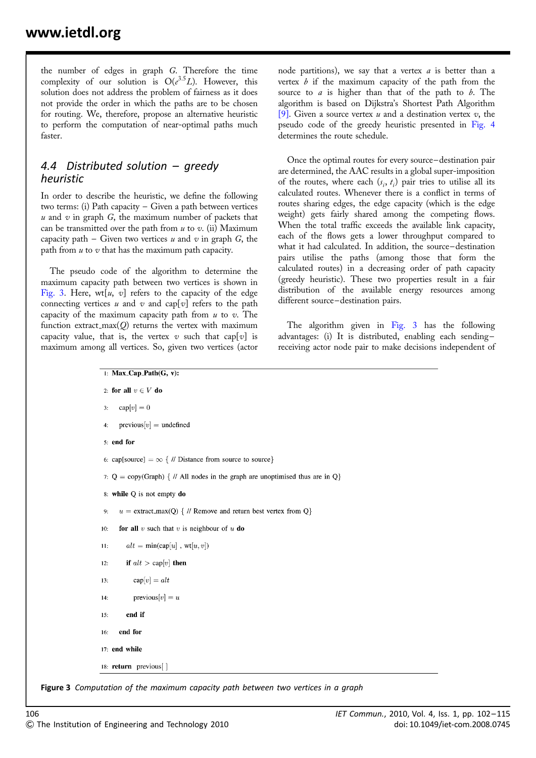the number of edges in graph $G$. Therefore the time complexity of our solution is $O(e^{3.5}L)$. However, this solution does not address the problem of fairness as it does not provide the order in which the paths are to be chosen for routing. We, therefore, propose an alternative heuristic to perform the computation of near-optimal paths much faster.

### 4.4 Distributed solution – greedy heuristic

In order to describe the heuristic, we define the following two terms: (i) Path capacity – Given a path between vertices $u$ and $v$ in graph $G$, the maximum number of packets that can be transmitted over the path from $u$ to $v$. (ii) Maximum capacity path – Given two vertices $u$ and $v$ in graph $G$, the path from $u$ to $v$ that has the maximum path capacity.

The pseudo code of the algorithm to determine the maximum capacity path between two vertices is shown in Fig. 3. Here, wt[$u$, $v$] refers to the capacity of the edge connecting vertices $u$ and $v$ and cap[$v$] refers to the path capacity of the maximum capacity path from $u$ to $v$. The function extract_max($Q$) returns the vertex with maximum capacity value, that is, the vertex $v$ such that cap[$v$] is maximum among all vertices. So, given two vertices (actor node partitions), we say that a vertex $a$ is better than a vertex $b$ if the maximum capacity of the path from the source to $a$ is higher than that of the path to $b$. The algorithm is based on Dijkstra's Shortest Path Algorithm [9]. Given a source vertex $u$ and a destination vertex $v$, the pseudo code of the greedy heuristic presented in Fig. 4 determines the route schedule.

Once the optimal routes for every source–destination pair are determined, the AAC results in a global super-imposition of the routes, where each $(s_i, t_i)$ pair tries to utilise all its calculated routes. Whenever there is a conflict in terms of routes sharing edges, the edge capacity (which is the edge weight) gets fairly shared among the competing flows. When the total traffic exceeds the available link capacity, each of the flows gets a lower throughput compared to what it had calculated. In addition, the source–destination pairs utilise the paths (among those that form the calculated routes) in a decreasing order of path capacity (greedy heuristic). These two properties result in a fair distribution of the available energy resources among different source–destination pairs.

The algorithm given in Fig. 3 has the following advantages: (i) It is distributed, enabling each sending–receiving actor node pair to make decisions independent of

```
1:  Max_Cap_Path(G, v):
2:  for all v ∈ V do
3:     cap[v] = 0
4:     previous[v] = undefined
5:  end for
6:  cap[source] = ∞ { // Distance from source to source}
7:  Q = copy(Graph) { // All nodes in the graph are unoptimised thus are in Q}
8:  while Q is not empty do
9:     u = extract_max(Q) { // Remove and return best vertex from Q}
10:    for all v such that v is neighbour of u do
11:       alt = min(cap[u] , wt[u, v])
12:       if alt > cap[v] then
13:          cap[v] = alt
14:          previous[v] = u
15:       end if
16:    end for
17: end while
18: return previous[ ]
```

**Figure 3** *Computation of the maximum capacity path between two vertices in a graph*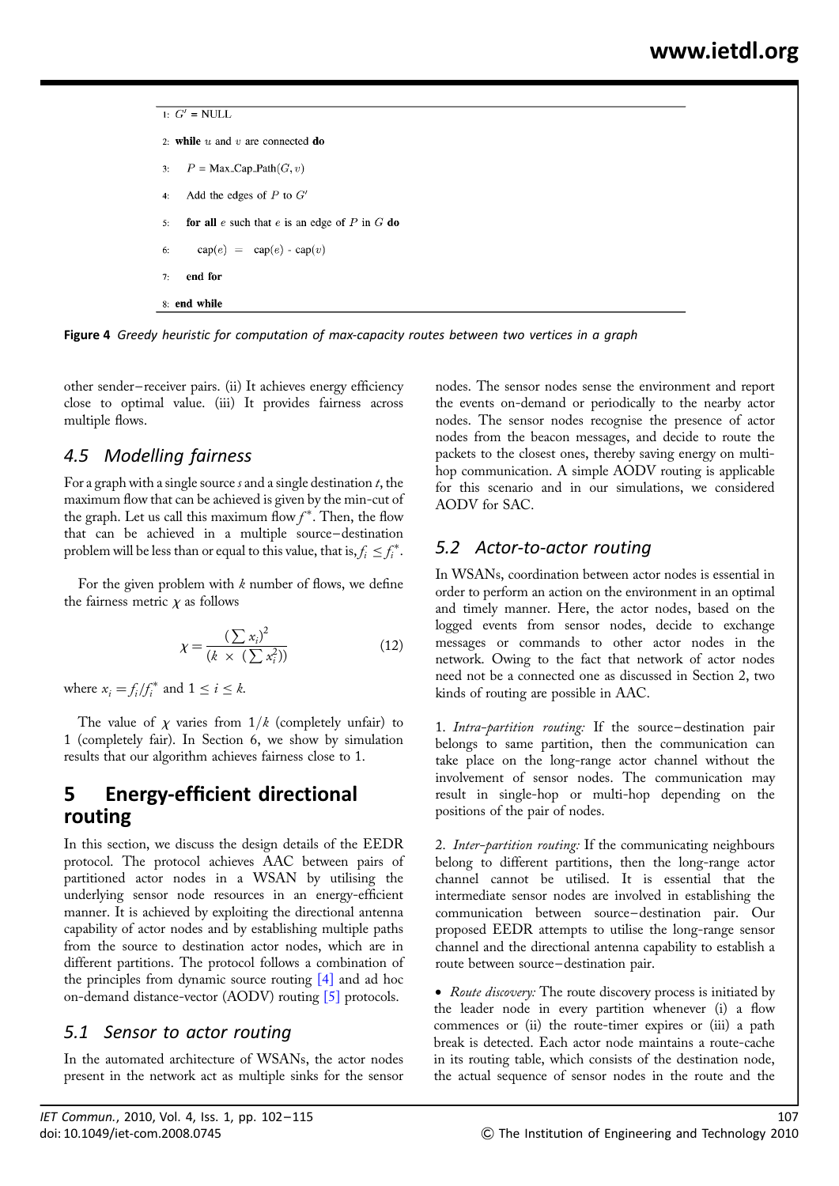```
1: G' = NULL
2: while u and v are connected do
3:     P = Max_Cap_Path(G, v)
4:     Add the edges of P to G'
5:     for all e such that e is an edge of P in G do
6:         cap(e) = cap(e) - cap(v)
7:     end for
8: end while
```

**Figure 4** *Greedy heuristic for computation of max-capacity routes between two vertices in a graph*

other sender–receiver pairs. (ii) It achieves energy efficiency close to optimal value. (iii) It provides fairness across multiple flows.

### 4.5 Modelling fairness

For a graph with a single source $s$ and a single destination $t$, the maximum flow that can be achieved is given by the min-cut of the graph. Let us call this maximum flow $f^*$. Then, the flow that can be achieved in a multiple source–destination problem will be less than or equal to this value, that is, $f_i \leq f_i^*$.

For the given problem with $k$ number of flows, we define the fairness metric $\chi$ as follows

$$\chi = \frac{(\sum x_i)^2}{(k \times (\sum x_i^2))} \tag{12}$$

where $x_i = f_i/f_i^*$ and $1 \leq i \leq k$.

The value of $\chi$ varies from $1/k$ (completely unfair) to 1 (completely fair). In Section 6, we show by simulation results that our algorithm achieves fairness close to 1.

## 5 Energy-efficient directional routing

In this section, we discuss the design details of the EEDR protocol. The protocol achieves AAC between pairs of partitioned actor nodes in a WSAN by utilising the underlying sensor node resources in an energy-efficient manner. It is achieved by exploiting the directional antenna capability of actor nodes and by establishing multiple paths from the source to destination actor nodes, which are in different partitions. The protocol follows a combination of the principles from dynamic source routing [4] and ad hoc on-demand distance-vector (AODV) routing [5] protocols.

### 5.1 Sensor to actor routing

In the automated architecture of WSANs, the actor nodes present in the network act as multiple sinks for the sensor nodes. The sensor nodes sense the environment and report the events on-demand or periodically to the nearby actor nodes. The sensor nodes recognise the presence of actor nodes from the beacon messages, and decide to route the packets to the closest ones, thereby saving energy on multi-hop communication. A simple AODV routing is applicable for this scenario and in our simulations, we considered AODV for SAC.

### 5.2 Actor-to-actor routing

In WSANs, coordination between actor nodes is essential in order to perform an action on the environment in an optimal and timely manner. Here, the actor nodes, based on the logged events from sensor nodes, decide to exchange messages or commands to other actor nodes in the network. Owing to the fact that network of actor nodes need not be a connected one as discussed in Section 2, two kinds of routing are possible in AAC.

1. *Intra-partition routing:* If the source–destination pair belongs to same partition, then the communication can take place on the long-range actor channel without the involvement of sensor nodes. The communication may result in single-hop or multi-hop depending on the positions of the pair of nodes.

2. *Inter-partition routing:* If the communicating neighbours belong to different partitions, then the long-range actor channel cannot be utilised. It is essential that the intermediate sensor nodes are involved in establishing the communication between source–destination pair. Our proposed EEDR attempts to utilise the long-range sensor channel and the directional antenna capability to establish a route between source–destination pair.

- *Route discovery:* The route discovery process is initiated by the leader node in every partition whenever (i) a flow commences or (ii) the route-timer expires or (iii) a path break is detected. Each actor node maintains a route-cache in its routing table, which consists of the destination node, the actual sequence of sensor nodes in the route and the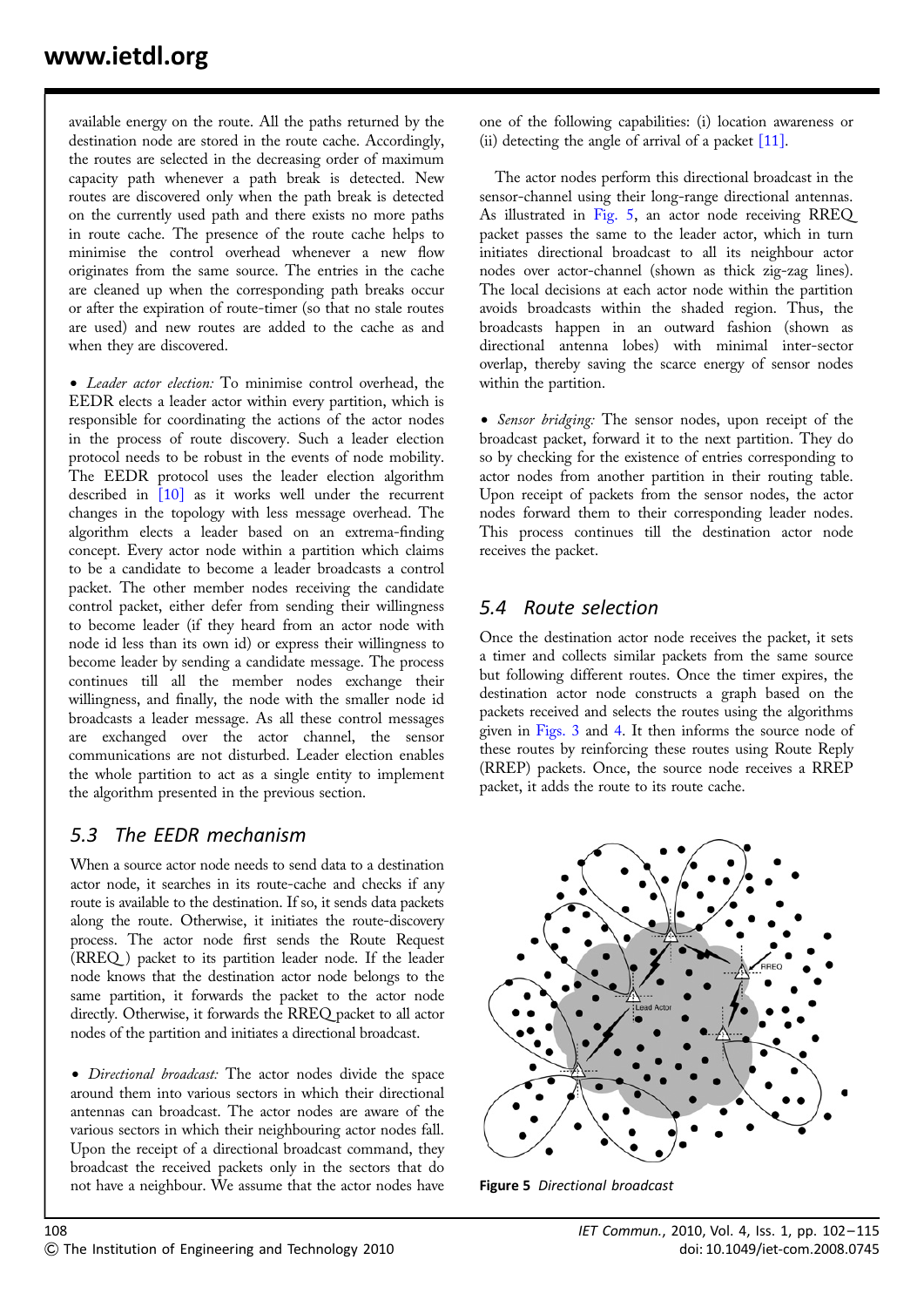available energy on the route. All the paths returned by the destination node are stored in the route cache. Accordingly, the routes are selected in the decreasing order of maximum capacity path whenever a path break is detected. New routes are discovered only when the path break is detected on the currently used path and there exists no more paths in route cache. The presence of the route cache helps to minimise the control overhead whenever a new flow originates from the same source. The entries in the cache are cleaned up when the corresponding path breaks occur or after the expiration of route-timer (so that no stale routes are used) and new routes are added to the cache as and when they are discovered.

• *Leader actor election:* To minimise control overhead, the EEDR elects a leader actor within every partition, which is responsible for coordinating the actions of the actor nodes in the process of route discovery. Such a leader election protocol needs to be robust in the events of node mobility. The EEDR protocol uses the leader election algorithm described in [10] as it works well under the recurrent changes in the topology with less message overhead. The algorithm elects a leader based on an extrema-finding concept. Every actor node within a partition which claims to be a candidate to become a leader broadcasts a control packet. The other member nodes receiving the candidate control packet, either defer from sending their willingness to become leader (if they heard from an actor node with node id less than its own id) or express their willingness to become leader by sending a candidate message. The process continues till all the member nodes exchange their willingness, and finally, the node with the smaller node id broadcasts a leader message. As all these control messages are exchanged over the actor channel, the sensor communications are not disturbed. Leader election enables the whole partition to act as a single entity to implement the algorithm presented in the previous section.

## 5.3 The EEDR mechanism

When a source actor node needs to send data to a destination actor node, it searches in its route-cache and checks if any route is available to the destination. If so, it sends data packets along the route. Otherwise, it initiates the route-discovery process. The actor node first sends the Route Request (RREQ) packet to its partition leader node. If the leader node knows that the destination actor node belongs to the same partition, it forwards the packet to the actor node directly. Otherwise, it forwards the RREQ packet to all actor nodes of the partition and initiates a directional broadcast.

• *Directional broadcast:* The actor nodes divide the space around them into various sectors in which their directional antennas can broadcast. The actor nodes are aware of the various sectors in which their neighbouring actor nodes fall. Upon the receipt of a directional broadcast command, they broadcast the received packets only in the sectors that do not have a neighbour. We assume that the actor nodes have one of the following capabilities: (i) location awareness or (ii) detecting the angle of arrival of a packet [11].

The actor nodes perform this directional broadcast in the sensor-channel using their long-range directional antennas. As illustrated in Fig. 5, an actor node receiving RREQ packet passes the same to the leader actor, which in turn initiates directional broadcast to all its neighbour actor nodes over actor-channel (shown as thick zig-zag lines). The local decisions at each actor node within the partition avoids broadcasts within the shaded region. Thus, the broadcasts happen in an outward fashion (shown as directional antenna lobes) with minimal inter-sector overlap, thereby saving the scarce energy of sensor nodes within the partition.

• *Sensor bridging:* The sensor nodes, upon receipt of the broadcast packet, forward it to the next partition. They do so by checking for the existence of entries corresponding to actor nodes from another partition in their routing table. Upon receipt of packets from the sensor nodes, the actor nodes forward them to their corresponding leader nodes. This process continues till the destination actor node receives the packet.

## 5.4 Route selection

Once the destination actor node receives the packet, it sets a timer and collects similar packets from the same source but following different routes. Once the timer expires, the destination actor node constructs a graph based on the packets received and selects the routes using the algorithms given in Figs. 3 and 4. It then informs the source node of these routes by reinforcing these routes using Route Reply (RREP) packets. Once, the source node receives a RREP packet, it adds the route to its route cache.

RREQ
Lead Actor

**Figure 5** *Directional broadcast*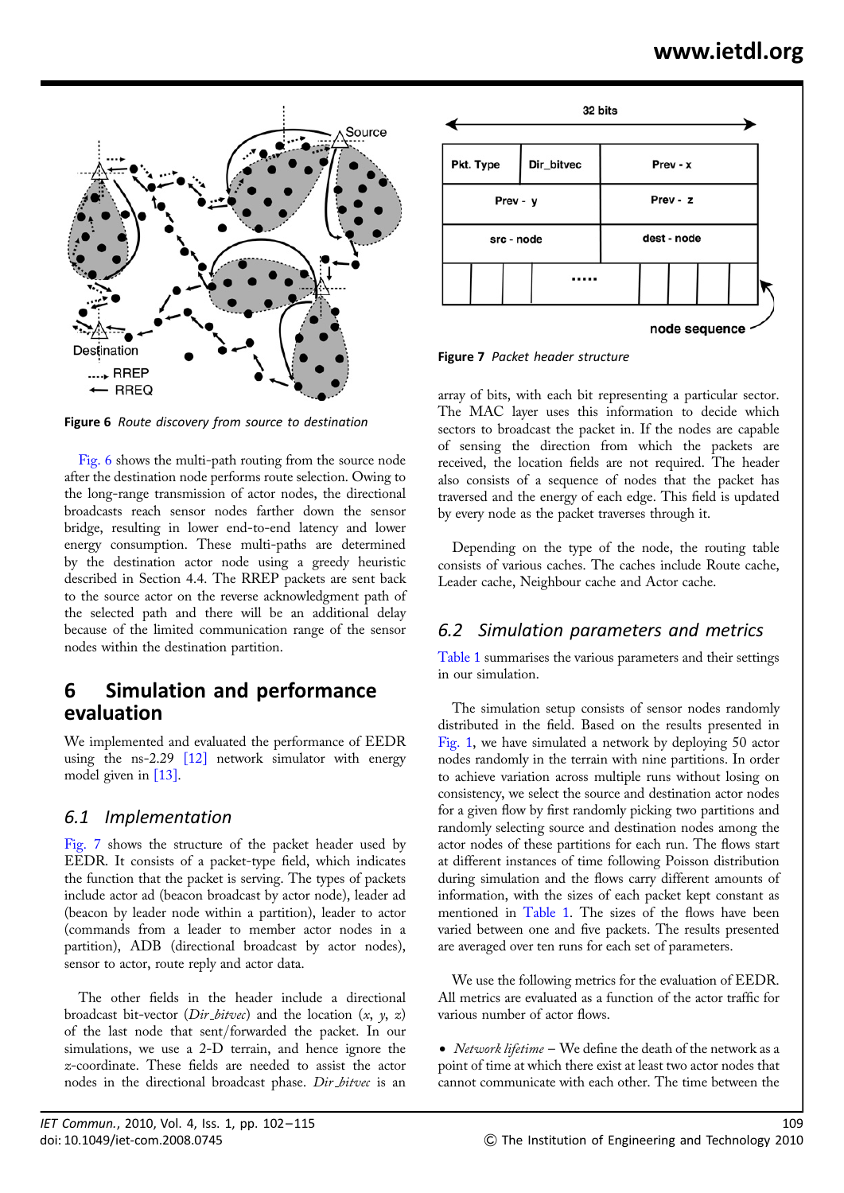Figure 6 *Route discovery from source to destination*

Fig. 6 shows the multi-path routing from the source node after the destination node performs route selection. Owing to the long-range transmission of actor nodes, the directional broadcasts reach sensor nodes farther down the sensor bridge, resulting in lower end-to-end latency and lower energy consumption. These multi-paths are determined by the destination actor node using a greedy heuristic described in Section 4.4. The RREP packets are sent back to the source actor on the reverse acknowledgment path of the selected path and there will be an additional delay because of the limited communication range of the sensor nodes within the destination partition.

# 6 Simulation and performance evaluation

We implemented and evaluated the performance of EEDR using the ns-2.29 [12] network simulator with energy model given in [13].

## 6.1 Implementation

Fig. 7 shows the structure of the packet header used by EEDR. It consists of a packet-type field, which indicates the function that the packet is serving. The types of packets include actor ad (beacon broadcast by actor node), leader ad (beacon by leader node within a partition), leader to actor (commands from a leader to member actor nodes in a partition), ADB (directional broadcast by actor nodes), sensor to actor, route reply and actor data.

The other fields in the header include a directional broadcast bit-vector (*Dir_bitvec*) and the location ($x$, $y$, $z$) of the last node that sent/forwarded the packet. In our simulations, we use a 2-D terrain, and hence ignore the $z$-coordinate. These fields are needed to assist the actor nodes in the directional broadcast phase. *Dir_bitvec* is an array of bits, with each bit representing a particular sector. The MAC layer uses this information to decide which sectors to broadcast the packet in. If the nodes are capable of sensing the direction from which the packets are received, the location fields are not required. The header also consists of a sequence of nodes that the packet has traversed and the energy of each edge. This field is updated by every node as the packet traverses through it.

Figure 7 *Packet header structure*

Depending on the type of the node, the routing table consists of various caches. The caches include Route cache, Leader cache, Neighbour cache and Actor cache.

## 6.2 Simulation parameters and metrics

Table 1 summarises the various parameters and their settings in our simulation.

The simulation setup consists of sensor nodes randomly distributed in the field. Based on the results presented in Fig. 1, we have simulated a network by deploying 50 actor nodes randomly in the terrain with nine partitions. In order to achieve variation across multiple runs without losing on consistency, we select the source and destination actor nodes for a given flow by first randomly picking two partitions and randomly selecting source and destination actor nodes among the actor nodes of these partitions for each run. The flows start at different instances of time following Poisson distribution during simulation and the flows carry different amounts of information, with the sizes of each packet kept constant as mentioned in Table 1. The sizes of the flows have been varied between one and five packets. The results presented are averaged over ten runs for each set of parameters.

We use the following metrics for the evaluation of EEDR. All metrics are evaluated as a function of the actor traffic for various number of actor flows.

- *Network lifetime* – We define the death of the network as a point of time at which there exist at least two actor nodes that cannot communicate with each other. The time between the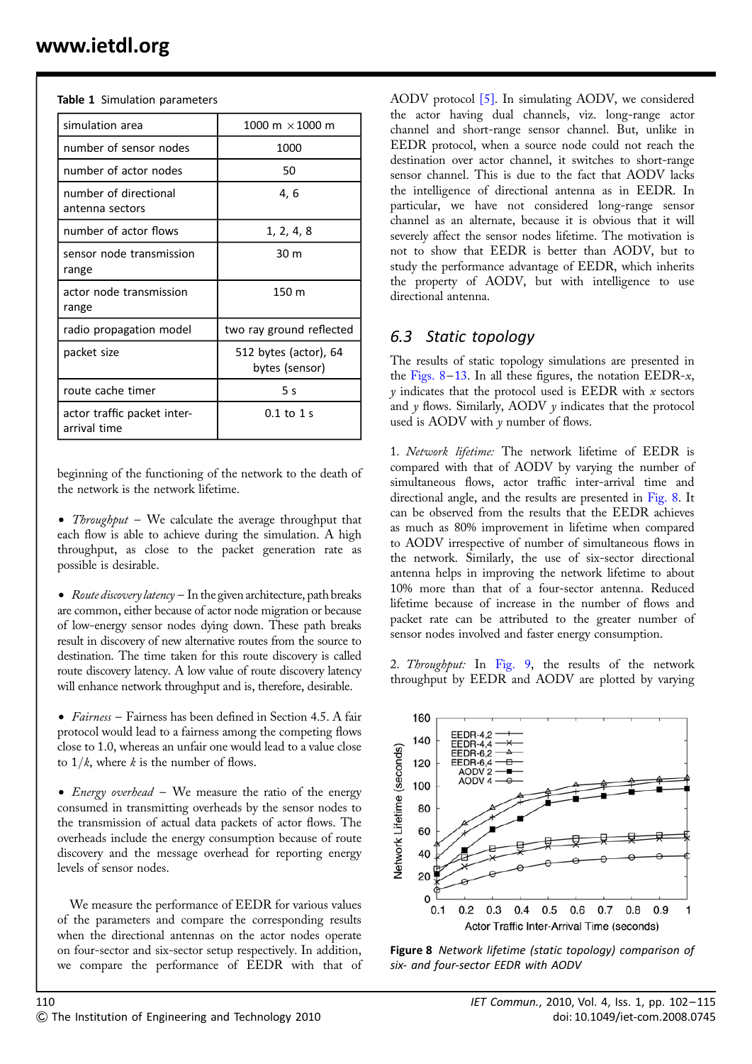Table 1 Simulation parameters

| | |
|---|---|
| simulation area | 1000 m × 1000 m |
| number of sensor nodes | 1000 |
| number of actor nodes | 50 |
| number of directional antenna sectors | 4, 6 |
| number of actor flows | 1, 2, 4, 8 |
| sensor node transmission range | 30 m |
| actor node transmission range | 150 m |
| radio propagation model | two ray ground reflected |
| packet size | 512 bytes (actor), 64 bytes (sensor) |
| route cache timer | 5 s |
| actor traffic packet inter-arrival time | 0.1 to 1 s |

beginning of the functioning of the network to the death of the network is the network lifetime.

- *Throughput* – We calculate the average throughput that each flow is able to achieve during the simulation. A high throughput, as close to the packet generation rate as possible is desirable.

- *Route discovery latency* – In the given architecture, path breaks are common, either because of actor node migration or because of low-energy sensor nodes dying down. These path breaks result in discovery of new alternative routes from the source to destination. The time taken for this route discovery is called route discovery latency. A low value of route discovery latency will enhance network throughput and is, therefore, desirable.

- *Fairness* – Fairness has been defined in Section 4.5. A fair protocol would lead to a fairness among the competing flows close to 1.0, whereas an unfair one would lead to a value close to $1/k$, where $k$ is the number of flows.

- *Energy overhead* – We measure the ratio of the energy consumed in transmitting overheads by the sensor nodes to the transmission of actual data packets of actor flows. The overheads include the energy consumption because of route discovery and the message overhead for reporting energy levels of sensor nodes.

We measure the performance of EEDR for various values of the parameters and compare the corresponding results when the directional antennas on the actor nodes operate on four-sector and six-sector setup respectively. In addition, we compare the performance of EEDR with that of AODV protocol [5]. In simulating AODV, we considered the actor having dual channels, viz. long-range actor channel and short-range sensor channel. But, unlike in EEDR protocol, when a source node could not reach the destination over actor channel, it switches to short-range sensor channel. This is due to the fact that AODV lacks the intelligence of directional antenna as in EEDR. In particular, we have not considered long-range sensor channel as an alternate, because it is obvious that it will severely affect the sensor nodes lifetime. The motivation is not to show that EEDR is better than AODV, but to study the performance advantage of EEDR, which inherits the property of AODV, but with intelligence to use directional antenna.

## 6.3 Static topology

The results of static topology simulations are presented in the Figs. 8–13. In all these figures, the notation EEDR-$x$, $y$ indicates that the protocol used is EEDR with $x$ sectors and $y$ flows. Similarly, AODV $y$ indicates that the protocol used is AODV with $y$ number of flows.

1. *Network lifetime:* The network lifetime of EEDR is compared with that of AODV by varying the number of simultaneous flows, actor traffic inter-arrival time and directional angle, and the results are presented in Fig. 8. It can be observed from the results that the EEDR achieves as much as 80% improvement in lifetime when compared to AODV irrespective of number of simultaneous flows in the network. Similarly, the use of six-sector directional antenna helps in improving the network lifetime to about 10% more than that of a four-sector antenna. Reduced lifetime because of increase in the number of flows and packet rate can be attributed to the greater number of sensor nodes involved and faster energy consumption.

2. *Throughput:* In Fig. 9, the results of the network throughput by EEDR and AODV are plotted by varying

Network Lifetime (seconds)
0 20 40 60 80 100 120 140 160
Actor Traffic Inter-Arrival Time (seconds)
0.1 0.2 0.3 0.4 0.5 0.6 0.7 0.8 0.9 1
EEDR-4,2
EEDR-4,4
EEDR-6,2
EEDR-6,4
AODV 2
AODV 4

**Figure 8** *Network lifetime (static topology) comparison of six- and four-sector EEDR with AODV*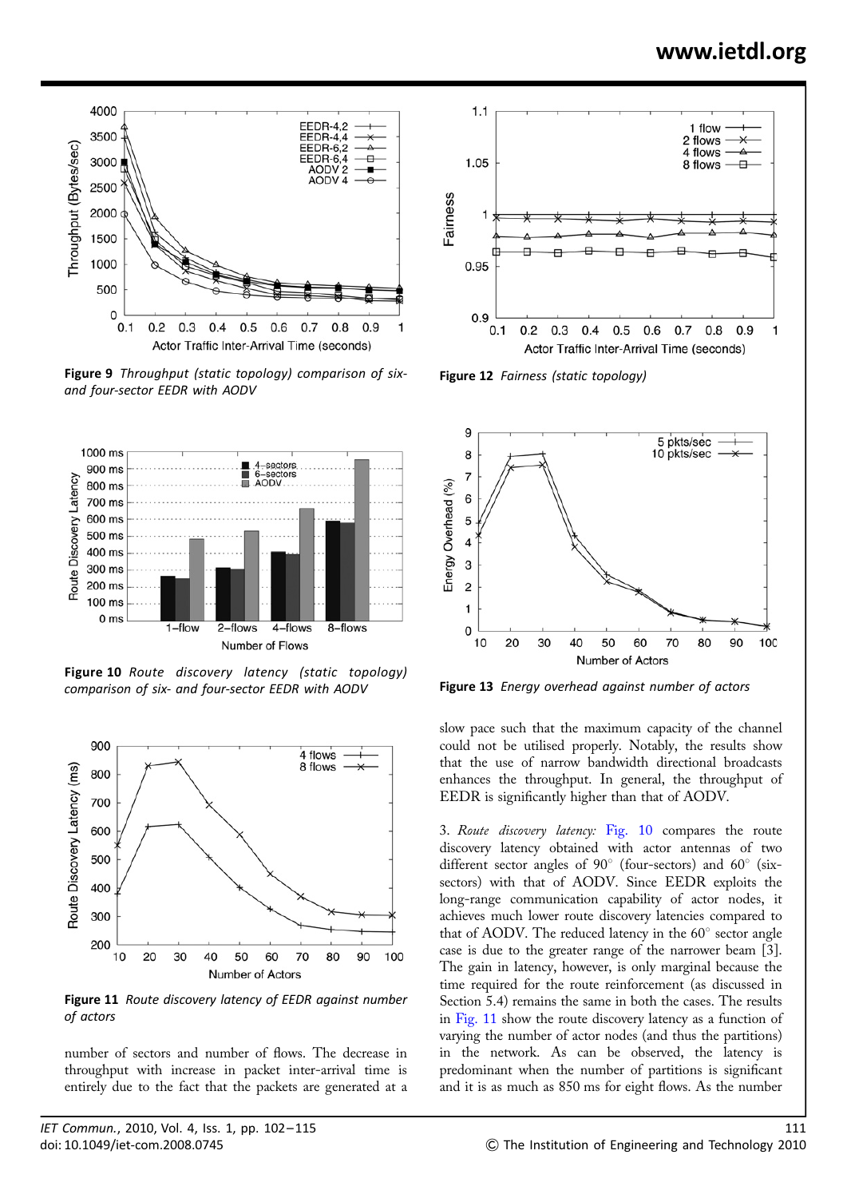**Figure 9** *Throughput (static topology) comparison of six- and four-sector EEDR with AODV*

**Figure 10** *Route discovery latency (static topology) comparison of six- and four-sector EEDR with AODV*

**Figure 11** *Route discovery latency of EEDR against number of actors*

**Figure 12** *Fairness (static topology)*

**Figure 13** *Energy overhead against number of actors*

number of sectors and number of flows. The decrease in throughput with increase in packet inter-arrival time is entirely due to the fact that the packets are generated at a slow pace such that the maximum capacity of the channel could not be utilised properly. Notably, the results show that the use of narrow bandwidth directional broadcasts enhances the throughput. In general, the throughput of EEDR is significantly higher than that of AODV.

3. *Route discovery latency:* Fig. 10 compares the route discovery latency obtained with actor antennas of two different sector angles of 90° (four-sectors) and 60° (six-sectors) with that of AODV. Since EEDR exploits the long-range communication capability of actor nodes, it achieves much lower route discovery latencies compared to that of AODV. The reduced latency in the 60° sector angle case is due to the greater range of the narrower beam [3]. The gain in latency, however, is only marginal because the time required for the route reinforcement (as discussed in Section 5.4) remains the same in both the cases. The results in Fig. 11 show the route discovery latency as a function of varying the number of actor nodes (and thus the partitions) in the network. As can be observed, the latency is predominant when the number of partitions is significant and it is as much as 850 ms for eight flows. As the number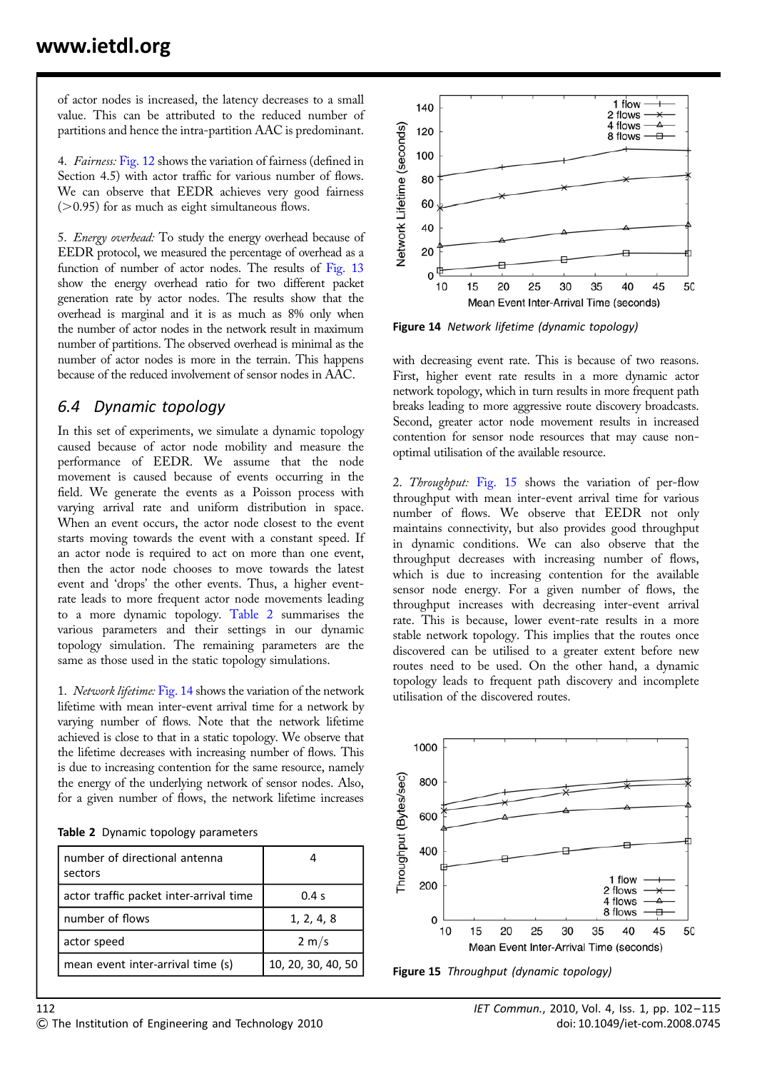of actor nodes is increased, the latency decreases to a small value. This can be attributed to the reduced number of partitions and hence the intra-partition AAC is predominant.

4. *Fairness:* Fig. 12 shows the variation of fairness (defined in Section 4.5) with actor traffic for various number of flows. We can observe that EEDR achieves very good fairness (>0.95) for as much as eight simultaneous flows.

5. *Energy overhead:* To study the energy overhead because of EEDR protocol, we measured the percentage of overhead as a function of number of actor nodes. The results of Fig. 13 show the energy overhead ratio for two different packet generation rate by actor nodes. The results show that the overhead is marginal and it is as much as 8% only when the number of actor nodes in the network result in maximum number of partitions. The observed overhead is minimal as the number of actor nodes is more in the terrain. This happens because of the reduced involvement of sensor nodes in AAC.

## 6.4 Dynamic topology

In this set of experiments, we simulate a dynamic topology caused because of actor node mobility and measure the performance of EEDR. We assume that the node movement is caused because of events occurring in the field. We generate the events as a Poisson process with varying arrival rate and uniform distribution in space. When an event occurs, the actor node closest to the event starts moving towards the event with a constant speed. If an actor node is required to act on more than one event, then the actor node chooses to move towards the latest event and 'drops' the other events. Thus, a higher event-rate leads to more frequent actor node movements leading to a more dynamic topology. Table 2 summarises the various parameters and their settings in our dynamic topology simulation. The remaining parameters are the same as those used in the static topology simulations.

1. *Network lifetime:* Fig. 14 shows the variation of the network lifetime with mean inter-event arrival time for a network by varying number of flows. Note that the network lifetime achieved is close to that in a static topology. We observe that the lifetime decreases with increasing number of flows. This is due to increasing contention for the same resource, namely the energy of the underlying network of sensor nodes. Also, for a given number of flows, the network lifetime increases with decreasing event rate. This is because of two reasons. First, higher event rate results in a more dynamic actor network topology, which in turn results in more frequent path breaks leading to more aggressive route discovery broadcasts. Second, greater actor node movement results in increased contention for sensor node resources that may cause non-optimal utilisation of the available resource.

**Table 2** Dynamic topology parameters

| Parameter | Value |
|---|---|
| number of directional antenna sectors | 4 |
| actor traffic packet inter-arrival time | 0.4 s |
| number of flows | 1, 2, 4, 8 |
| actor speed | 2 m/s |
| mean event inter-arrival time (s) | 10, 20, 30, 40, 50 |

**Figure 14** *Network lifetime (dynamic topology)*

2. *Throughput:* Fig. 15 shows the variation of per-flow throughput with mean inter-event arrival time for various number of flows. We observe that EEDR not only maintains connectivity, but also provides good throughput in dynamic conditions. We can also observe that the throughput decreases with increasing number of flows, which is due to increasing contention for the available sensor node energy. For a given number of flows, the throughput increases with decreasing inter-event arrival rate. This is because, lower event-rate results in a more stable network topology. This implies that the routes once discovered can be utilised to a greater extent before new routes need to be used. On the other hand, a dynamic topology leads to frequent path discovery and incomplete utilisation of the discovered routes.

**Figure 15** *Throughput (dynamic topology)*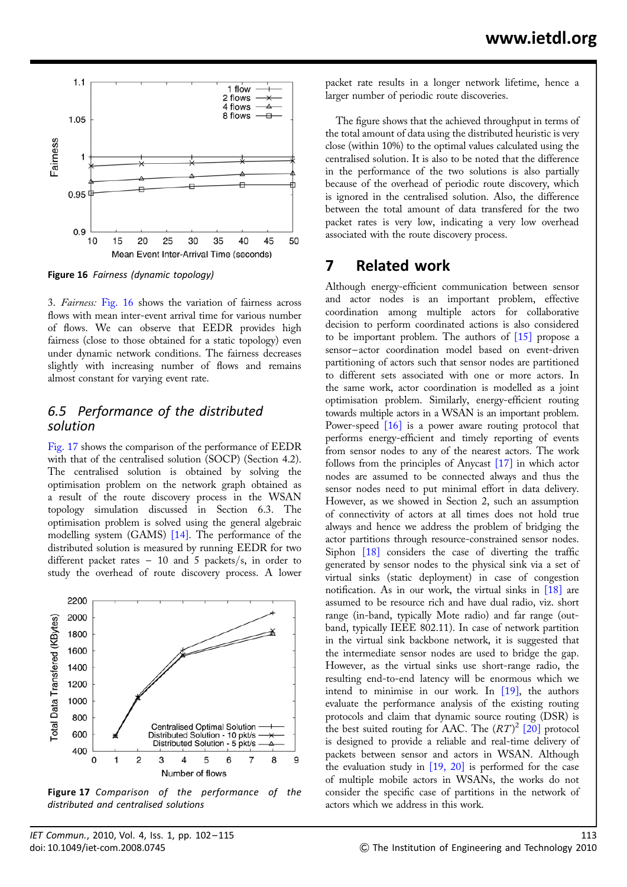Figure 16 *Fairness (dynamic topology)*

3. *Fairness:* Fig. 16 shows the variation of fairness across flows with mean inter-event arrival time for various number of flows. We can observe that EEDR provides high fairness (close to those obtained for a static topology) even under dynamic network conditions. The fairness decreases slightly with increasing number of flows and remains almost constant for varying event rate.

### 6.5 Performance of the distributed solution

Fig. 17 shows the comparison of the performance of EEDR with that of the centralised solution (SOCP) (Section 4.2). The centralised solution is obtained by solving the optimisation problem on the network graph obtained as a result of the route discovery process in the WSAN topology simulation discussed in Section 6.3. The optimisation problem is solved using the general algebraic modelling system (GAMS) [14]. The performance of the distributed solution is measured by running EEDR for two different packet rates – 10 and 5 packets/s, in order to study the overhead of route discovery process. A lower packet rate results in a longer network lifetime, hence a larger number of periodic route discoveries.

Figure 17 *Comparison of the performance of the distributed and centralised solutions*

The figure shows that the achieved throughput in terms of the total amount of data using the distributed heuristic is very close (within 10%) to the optimal values calculated using the centralised solution. It is also to be noted that the difference in the performance of the two solutions is also partially because of the overhead of periodic route discovery, which is ignored in the centralised solution. Also, the difference between the total amount of data transfered for the two packet rates is very low, indicating a very low overhead associated with the route discovery process.

## 7 Related work

Although energy-efficient communication between sensor and actor nodes is an important problem, effective coordination among multiple actors for collaborative decision to perform coordinated actions is also considered to be important problem. The authors of [15] propose a sensor–actor coordination model based on event-driven partitioning of actors such that sensor nodes are partitioned to different sets associated with one or more actors. In the same work, actor coordination is modelled as a joint optimisation problem. Similarly, energy-efficient routing towards multiple actors in a WSAN is an important problem. Power-speed [16] is a power aware routing protocol that performs energy-efficient and timely reporting of events from sensor nodes to any of the nearest actors. The work follows from the principles of Anycast [17] in which actor nodes are assumed to be connected always and thus the sensor nodes need to put minimal effort in data delivery. However, as we showed in Section 2, such an assumption of connectivity of actors at all times does not hold true always and hence we address the problem of bridging the actor partitions through resource-constrained sensor nodes. Siphon [18] considers the case of diverting the traffic generated by sensor nodes to the physical sink via a set of virtual sinks (static deployment) in case of congestion notification. As in our work, the virtual sinks in [18] are assumed to be resource rich and have dual radio, viz. short range (in-band, typically Mote radio) and far range (out-band, typically IEEE 802.11). In case of network partition in the virtual sink backbone network, it is suggested that the intermediate sensor nodes are used to bridge the gap. However, as the virtual sinks use short-range radio, the resulting end-to-end latency will be enormous which we intend to minimise in our work. In [19], the authors evaluate the performance analysis of the existing routing protocols and claim that dynamic source routing (DSR) is the best suited routing for AAC. The $(RT)^2$ [20] protocol is designed to provide a reliable and real-time delivery of packets between sensor and actors in WSAN. Although the evaluation study in [19, 20] is performed for the case of multiple mobile actors in WSANs, the works do not consider the specific case of partitions in the network of actors which we address in this work.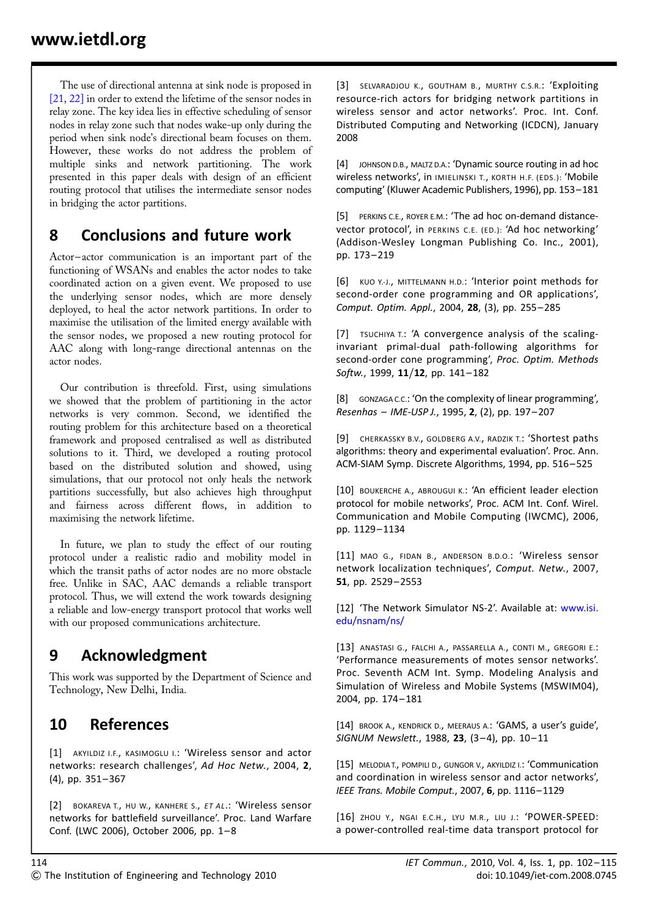The use of directional antenna at sink node is proposed in [21, 22] in order to extend the lifetime of the sensor nodes in relay zone. The key idea lies in effective scheduling of sensor nodes in relay zone such that nodes wake-up only during the period when sink node's directional beam focuses on them. However, these works do not address the problem of multiple sinks and network partitioning. The work presented in this paper deals with design of an efficient routing protocol that utilises the intermediate sensor nodes in bridging the actor partitions.

## 8 Conclusions and future work

Actor–actor communication is an important part of the functioning of WSANs and enables the actor nodes to take coordinated action on a given event. We proposed to use the underlying sensor nodes, which are more densely deployed, to heal the actor network partitions. In order to maximise the utilisation of the limited energy available with the sensor nodes, we proposed a new routing protocol for AAC along with long-range directional antennas on the actor nodes.

Our contribution is threefold. First, using simulations we showed that the problem of partitioning in the actor networks is very common. Second, we identified the routing problem for this architecture based on a theoretical framework and proposed centralised as well as distributed solutions to it. Third, we developed a routing protocol based on the distributed solution and showed, using simulations, that our protocol not only heals the network partitions successfully, but also achieves high throughput and fairness across different flows, in addition to maximising the network lifetime.

In future, we plan to study the effect of our routing protocol under a realistic radio and mobility model in which the transit paths of actor nodes are no more obstacle free. Unlike in SAC, AAC demands a reliable transport protocol. Thus, we will extend the work towards designing a reliable and low-energy transport protocol that works well with our proposed communications architecture.

## 9 Acknowledgment

This work was supported by the Department of Science and Technology, New Delhi, India.

## 10 References

[1] AKYILDIZ I.F., KASIMOGLU I.: 'Wireless sensor and actor networks: research challenges', *Ad Hoc Netw.*, 2004, **2**, (4), pp. 351–367

[2] BOKAREVA T., HU W., KANHERE S., *ET AL.*: 'Wireless sensor networks for battlefield surveillance'. Proc. Land Warfare Conf. (LWC 2006), October 2006, pp. 1–8

[3] SELVARADJOU K., GOUTHAM B., MURTHY C.S.R.: 'Exploiting resource-rich actors for bridging network partitions in wireless sensor and actor networks'. Proc. Int. Conf. Distributed Computing and Networking (ICDCN), January 2008

[4] JOHNSON D.B., MALTZ D.A.: 'Dynamic source routing in ad hoc wireless networks', in IMIELINSKI T., KORTH H.F. (EDS.): 'Mobile computing' (Kluwer Academic Publishers, 1996), pp. 153–181

[5] PERKINS C.E., ROYER E.M.: 'The ad hoc on-demand distance-vector protocol', in PERKINS C.E. (ED.): 'Ad hoc networking' (Addison-Wesley Longman Publishing Co. Inc., 2001), pp. 173–219

[6] KUO Y.-J., MITTELMANN H.D.: 'Interior point methods for second-order cone programming and OR applications', *Comput. Optim. Appl.*, 2004, **28**, (3), pp. 255–285

[7] TSUCHIYA T.: 'A convergence analysis of the scaling-invariant primal-dual path-following algorithms for second-order cone programming', *Proc. Optim. Methods Softw.*, 1999, **11**/**12**, pp. 141–182

[8] GONZAGA C.C.: 'On the complexity of linear programming', *Resenhas – IME-USP J.*, 1995, **2**, (2), pp. 197–207

[9] CHERKASSKY B.V., GOLDBERG A.V., RADZIK T.: 'Shortest paths algorithms: theory and experimental evaluation'. Proc. Ann. ACM-SIAM Symp. Discrete Algorithms, 1994, pp. 516–525

[10] BOUKERCHE A., ABROUGUI K.: 'An efficient leader election protocol for mobile networks', Proc. ACM Int. Conf. Wirel. Communication and Mobile Computing (IWCMC), 2006, pp. 1129–1134

[11] MAO G., FIDAN B., ANDERSON B.D.O.: 'Wireless sensor network localization techniques', *Comput. Netw.*, 2007, **51**, pp. 2529–2553

[12] 'The Network Simulator NS-2'. Available at: www.isi.edu/nsnam/ns/

[13] ANASTASI G., FALCHI A., PASSARELLA A., CONTI M., GREGORI E.: 'Performance measurements of motes sensor networks'. Proc. Seventh ACM Int. Symp. Modeling Analysis and Simulation of Wireless and Mobile Systems (MSWIM04), 2004, pp. 174–181

[14] BROOK A., KENDRICK D., MEERAUS A.: 'GAMS, a user's guide', *SIGNUM Newslett.*, 1988, **23**, (3–4), pp. 10–11

[15] MELODIA T., POMPILI D., GUNGOR V., AKYILDIZ I.: 'Communication and coordination in wireless sensor and actor networks', *IEEE Trans. Mobile Comput.*, 2007, **6**, pp. 1116–1129

[16] ZHOU Y., NGAI E.C.H., LYU M.R., LIU J.: 'POWER-SPEED: a power-controlled real-time data transport protocol for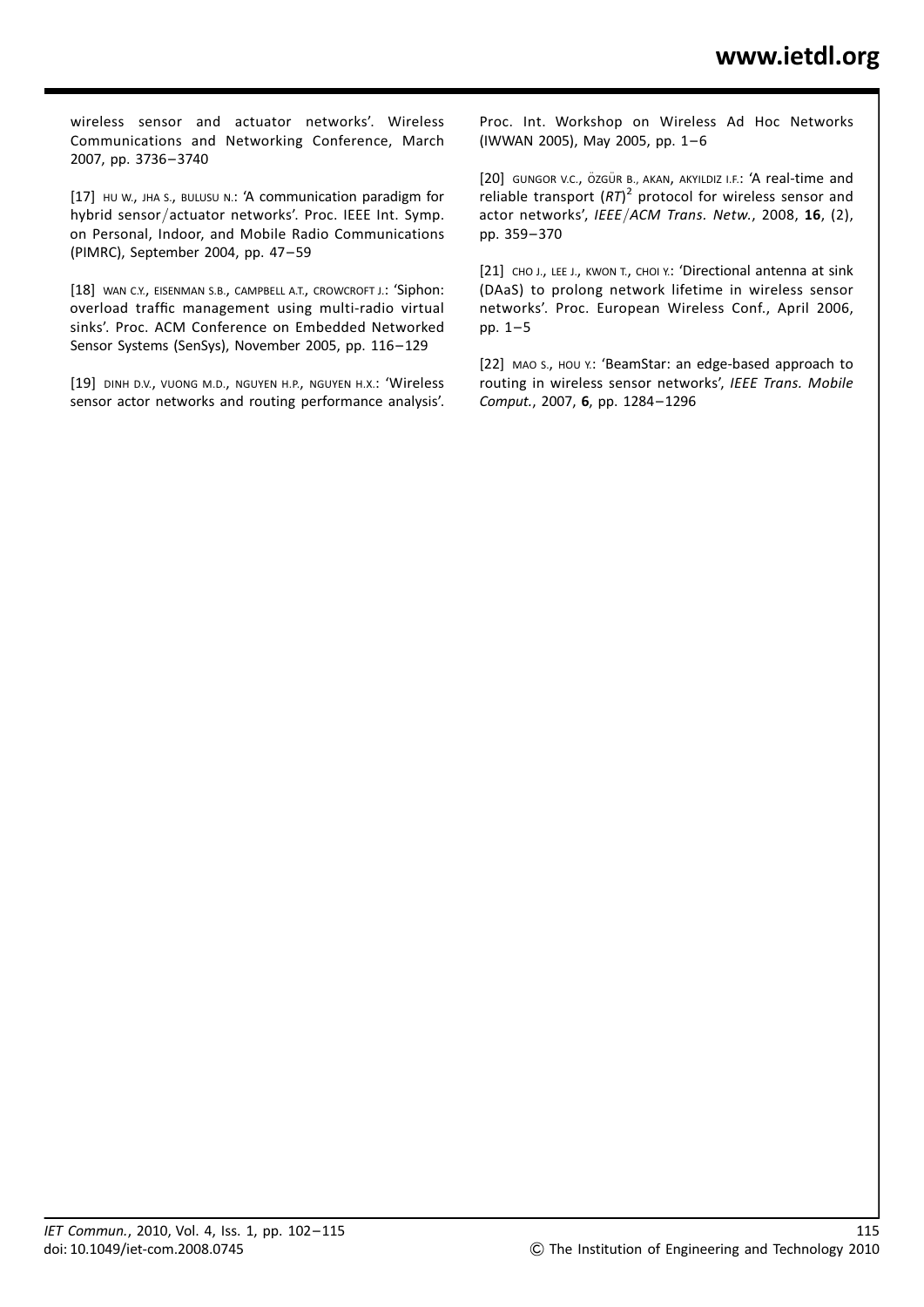wireless sensor and actuator networks'. Wireless Communications and Networking Conference, March 2007, pp. 3736–3740

[17] HU W., JHA S., BULUSU N.: 'A communication paradigm for hybrid sensor/actuator networks'. Proc. IEEE Int. Symp. on Personal, Indoor, and Mobile Radio Communications (PIMRC), September 2004, pp. 47–59

[18] WAN C.Y., EISENMAN S.B., CAMPBELL A.T., CROWCROFT J.: 'Siphon: overload traffic management using multi-radio virtual sinks'. Proc. ACM Conference on Embedded Networked Sensor Systems (SenSys), November 2005, pp. 116–129

[19] DINH D.V., VUONG M.D., NGUYEN H.P., NGUYEN H.X.: 'Wireless sensor actor networks and routing performance analysis'. Proc. Int. Workshop on Wireless Ad Hoc Networks (IWWAN 2005), May 2005, pp. 1–6

[20] GUNGOR V.C., ÖZGÜR B., AKAN, AKYILDIZ I.F.: 'A real-time and reliable transport $(RT)^2$ protocol for wireless sensor and actor networks', *IEEE/ACM Trans. Netw.*, 2008, **16**, (2), pp. 359–370

[21] CHO J., LEE J., KWON T., CHOI Y.: 'Directional antenna at sink (DAaS) to prolong network lifetime in wireless sensor networks'. Proc. European Wireless Conf., April 2006, pp. 1–5

[22] MAO S., HOU Y.: 'BeamStar: an edge-based approach to routing in wireless sensor networks', *IEEE Trans. Mobile Comput.*, 2007, **6**, pp. 1284–1296